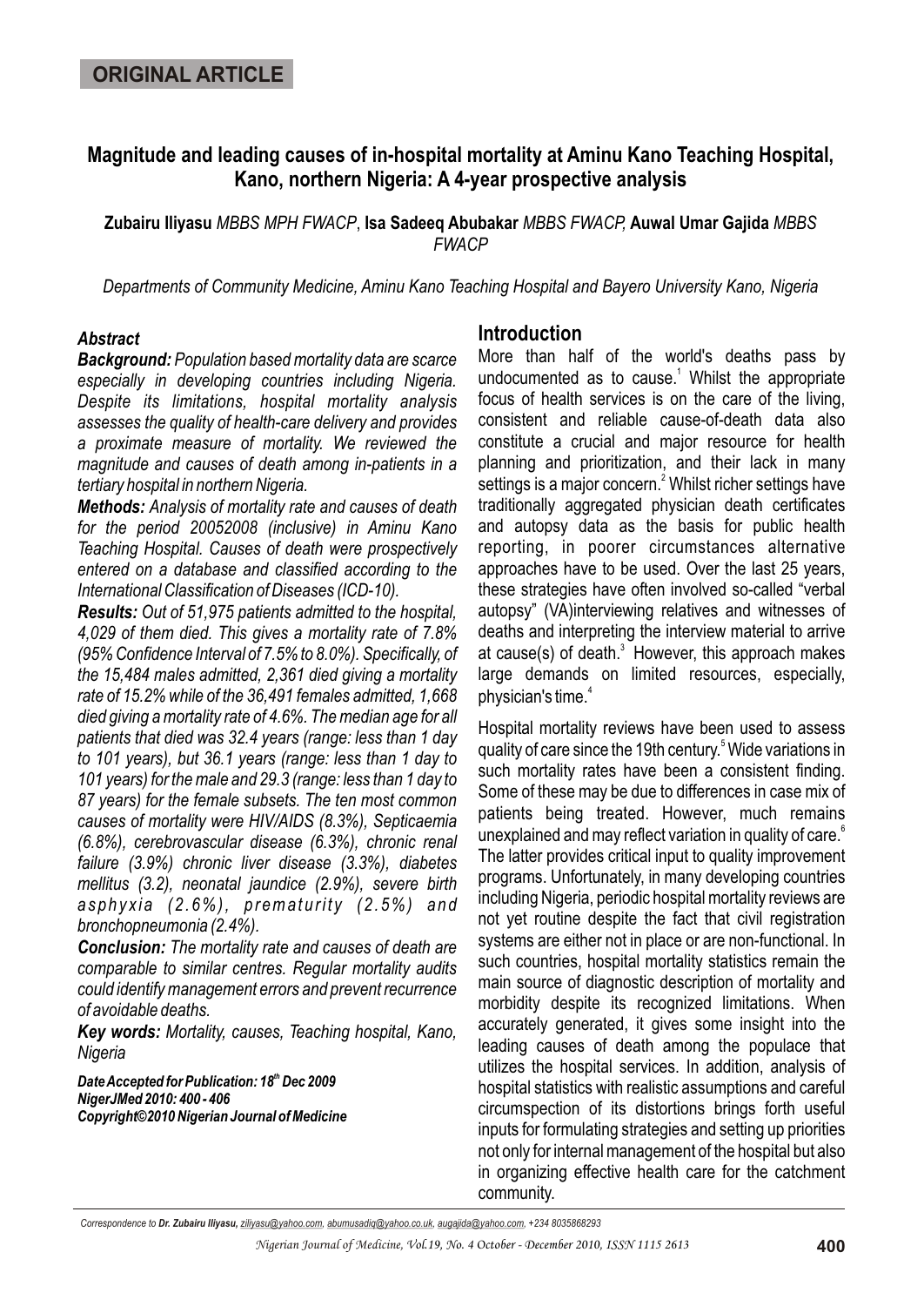**ORIGINAL ARTICLE**

# Magnitude and leading causes of in-hospital mortality at Aminu Kano Teaching Hospital, Kano, northern Nigeria: A 4-year prospective analysis

**Zubairu Iliyasu** *MBBS MPH FWACP*, **Isa Sadeeq Abubakar** *MBBS FWACP,* **Auwal Umar Gajida** *MBBS FWACP*

*Departments of Community Medicine, Aminu Kano Teaching Hospital and Bayero University Kano, Nigeria*

### *Abstract*

***Background:*** *Population based mortality data are scarce especially in developing countries including Nigeria. Despite its limitations, hospital mortality analysis assesses the quality of health-care delivery and provides a proximate measure of mortality. We reviewed the magnitude and causes of death among in-patients in a tertiary hospital in northern Nigeria.*

***Methods:*** *Analysis of mortality rate and causes of death for the period 20052008 (inclusive) in Aminu Kano Teaching Hospital. Causes of death were prospectively entered on a database and classified according to the International Classification of Diseases (ICD-10).*

***Results:*** *Out of 51,975 patients admitted to the hospital, 4,029 of them died. This gives a mortality rate of 7.8% (95% Confidence Interval of 7.5% to 8.0%). Specifically, of the 15,484 males admitted, 2,361 died giving a mortality rate of 15.2% while of the 36,491 females admitted, 1,668 died giving a mortality rate of 4.6%. The median age for all patients that died was 32.4 years (range: less than 1 day to 101 years), but 36.1 years (range: less than 1 day to 101 years) for the male and 29.3 (range: less than 1 day to 87 years) for the female subsets. The ten most common causes of mortality were HIV/AIDS (8.3%), Septicaemia (6.8%), cerebrovascular disease (6.3%), chronic renal failure (3.9%) chronic liver disease (3.3%), diabetes mellitus (3.2), neonatal jaundice (2.9%), severe birth asphyxia (2.6%), prematurity (2.5%) and bronchopneumonia (2.4%).*

***Conclusion:*** *The mortality rate and causes of death are comparable to similar centres. Regular mortality audits could identify management errors and prevent recurrence of avoidable deaths.*

***Key words:*** *Mortality, causes, Teaching hospital, Kano, Nigeria*

***Date Accepted for Publication: 18th Dec 2009***
***NigerJMed 2010: 400 - 406***
***Copyright©2010 Nigerian Journal of Medicine***

## Introduction

More than half of the world's deaths pass by undocumented as to cause.[1] Whilst the appropriate focus of health services is on the care of the living, consistent and reliable cause-of-death data also constitute a crucial and major resource for health planning and prioritization, and their lack in many settings is a major concern.[2] Whilst richer settings have traditionally aggregated physician death certificates and autopsy data as the basis for public health reporting, in poorer circumstances alternative approaches have to be used. Over the last 25 years, these strategies have often involved so-called "verbal autopsy" (VA)interviewing relatives and witnesses of deaths and interpreting the interview material to arrive at cause(s) of death.[3] However, this approach makes large demands on limited resources, especially, physician's time.[4]

Hospital mortality reviews have been used to assess quality of care since the 19th century.[5] Wide variations in such mortality rates have been a consistent finding. Some of these may be due to differences in case mix of patients being treated. However, much remains unexplained and may reflect variation in quality of care.[6] The latter provides critical input to quality improvement programs. Unfortunately, in many developing countries including Nigeria, periodic hospital mortality reviews are not yet routine despite the fact that civil registration systems are either not in place or are non-functional. In such countries, hospital mortality statistics remain the main source of diagnostic description of mortality and morbidity despite its recognized limitations. When accurately generated, it gives some insight into the leading causes of death among the populace that utilizes the hospital services. In addition, analysis of hospital statistics with realistic assumptions and careful circumspection of its distortions brings forth useful inputs for formulating strategies and setting up priorities not only for internal management of the hospital but also in organizing effective health care for the catchment community.

*Correspondence to **Dr. Zubairu Iliyasu,** ziliyasu@yahoo.com, abumusadiq@yahoo.co.uk, augajida@yahoo.com, +234 8035868293*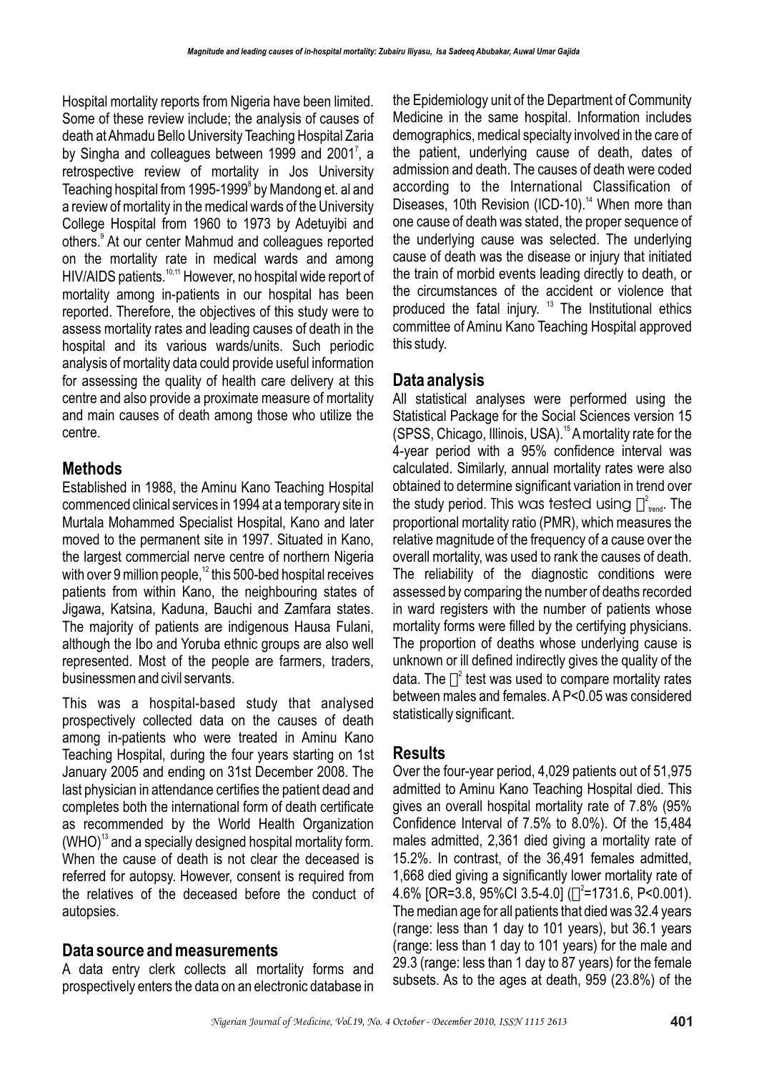Hospital mortality reports from Nigeria have been limited. Some of these review include; the analysis of causes of death at Ahmadu Bello University Teaching Hospital Zaria by Singha and colleagues between 1999 and 2001[7], a retrospective review of mortality in Jos University Teaching hospital from 1995-1999[8] by Mandong et. al and a review of mortality in the medical wards of the University College Hospital from 1960 to 1973 by Adetuyibi and others.[9] At our center Mahmud and colleagues reported on the mortality rate in medical wards and among HIV/AIDS patients.[10,11] However, no hospital wide report of mortality among in-patients in our hospital has been reported. Therefore, the objectives of this study were to assess mortality rates and leading causes of death in the hospital and its various wards/units. Such periodic analysis of mortality data could provide useful information for assessing the quality of health care delivery at this centre and also provide a proximate measure of mortality and main causes of death among those who utilize the centre.

## Methods

Established in 1988, the Aminu Kano Teaching Hospital commenced clinical services in 1994 at a temporary site in Murtala Mohammed Specialist Hospital, Kano and later moved to the permanent site in 1997. Situated in Kano, the largest commercial nerve centre of northern Nigeria with over 9 million people,[12] this 500-bed hospital receives patients from within Kano, the neighbouring states of Jigawa, Katsina, Kaduna, Bauchi and Zamfara states. The majority of patients are indigenous Hausa Fulani, although the Ibo and Yoruba ethnic groups are also well represented. Most of the people are farmers, traders, businessmen and civil servants.

This was a hospital-based study that analysed prospectively collected data on the causes of death among in-patients who were treated in Aminu Kano Teaching Hospital, during the four years starting on 1st January 2005 and ending on 31st December 2008. The last physician in attendance certifies the patient dead and completes both the international form of death certificate as recommended by the World Health Organization (WHO)[13] and a specially designed hospital mortality form. When the cause of death is not clear the deceased is referred for autopsy. However, consent is required from the relatives of the deceased before the conduct of autopsies.

## Data source and measurements

A data entry clerk collects all mortality forms and prospectively enters the data on an electronic database in the Epidemiology unit of the Department of Community Medicine in the same hospital. Information includes demographics, medical specialty involved in the care of the patient, underlying cause of death, dates of admission and death. The causes of death were coded according to the International Classification of Diseases, 10th Revision (ICD-10).[14] When more than one cause of death was stated, the proper sequence of the underlying cause was selected. The underlying cause of death was the disease or injury that initiated the train of morbid events leading directly to death, or the circumstances of the accident or violence that produced the fatal injury.[13] The Institutional ethics committee of Aminu Kano Teaching Hospital approved this study.

## Data analysis

All statistical analyses were performed using the Statistical Package for the Social Sciences version 15 (SPSS, Chicago, Illinois, USA).[15] A mortality rate for the 4-year period with a 95% confidence interval was calculated. Similarly, annual mortality rates were also obtained to determine significant variation in trend over the study period. This was tested using $\chi^2_{trend}$. The proportional mortality ratio (PMR), which measures the relative magnitude of the frequency of a cause over the overall mortality, was used to rank the causes of death. The reliability of the diagnostic conditions were assessed by comparing the number of deaths recorded in ward registers with the number of patients whose mortality forms were filled by the certifying physicians. The proportion of deaths whose underlying cause is unknown or ill defined indirectly gives the quality of the data. The $\chi^2$ test was used to compare mortality rates between males and females. A $P<0.05$ was considered statistically significant.

## Results

Over the four-year period, 4,029 patients out of 51,975 admitted to Aminu Kano Teaching Hospital died. This gives an overall hospital mortality rate of 7.8% (95% Confidence Interval of 7.5% to 8.0%). Of the 15,484 males admitted, 2,361 died giving a mortality rate of 15.2%. In contrast, of the 36,491 females admitted, 1,668 died giving a significantly lower mortality rate of 4.6% [OR=3.8, 95%CI 3.5-4.0] ($\chi^2$=1731.6, $P<0.001$). The median age for all patients that died was 32.4 years (range: less than 1 day to 101 years), but 36.1 years (range: less than 1 day to 101 years) for the male and 29.3 (range: less than 1 day to 87 years) for the female subsets. As to the ages at death, 959 (23.8%) of the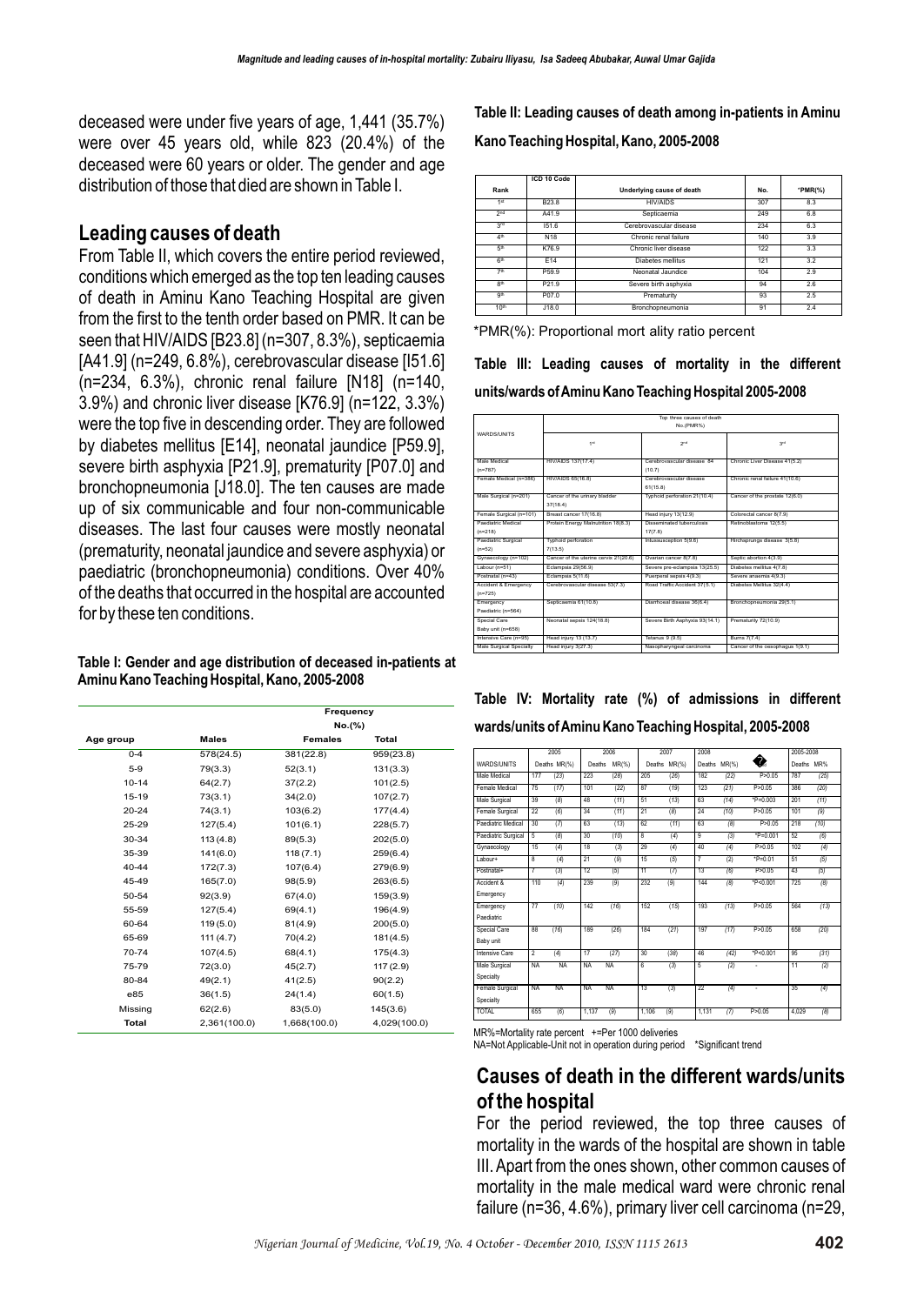deceased were under five years of age, 1,441 (35.7%) were over 45 years old, while 823 (20.4%) of the deceased were 60 years or older. The gender and age distribution of those that died are shown in Table I.

## Leading causes of death

From Table II, which covers the entire period reviewed, conditions which emerged as the top ten leading causes of death in Aminu Kano Teaching Hospital are given from the first to the tenth order based on PMR. It can be seen that HIV/AIDS [B23.8] (n=307, 8.3%), septicaemia [A41.9] (n=249, 6.8%), cerebrovascular disease [I51.6] (n=234, 6.3%), chronic renal failure [N18] (n=140, 3.9%) and chronic liver disease [K76.9] (n=122, 3.3%) were the top five in descending order. They are followed by diabetes mellitus [E14], neonatal jaundice [P59.9], severe birth asphyxia [P21.9], prematurity [P07.0] and bronchopneumonia [J18.0]. The ten causes are made up of six communicable and four non-communicable diseases. The last four causes were mostly neonatal (prematurity, neonatal jaundice and severe asphyxia) or paediatric (bronchopneumonia) conditions. Over 40% of the deaths that occurred in the hospital are accounted for by these ten conditions.

**Table I: Gender and age distribution of deceased in-patients at Aminu Kano Teaching Hospital, Kano, 2005-2008**

| | Frequency No.(%) | | |
|---|---|---|---|
| Age group | Males | Females | Total |
| 0-4 | 578(24.5) | 381(22.8) | 959(23.8) |
| 5-9 | 79(3.3) | 52(3.1) | 131(3.3) |
| 10-14 | 64(2.7) | 37(2.2) | 101(2.5) |
| 15-19 | 73(3.1) | 34(2.0) | 107(2.7) |
| 20-24 | 74(3.1) | 103(6.2) | 177(4.4) |
| 25-29 | 127(5.4) | 101(6.1) | 228(5.7) |
| 30-34 | 113 (4.8) | 89(5.3) | 202(5.0) |
| 35-39 | 141(6.0) | 118 (7.1) | 259(6.4) |
| 40-44 | 172(7.3) | 107(6.4) | 279(6.9) |
| 45-49 | 165(7.0) | 98(5.9) | 263(6.5) |
| 50-54 | 92(3.9) | 67(4.0) | 159(3.9) |
| 55-59 | 127(5.4) | 69(4.1) | 196(4.9) |
| 60-64 | 119 (5.0) | 81(4.9) | 200(5.0) |
| 65-69 | 111 (4.7) | 70(4.2) | 181(4.5) |
| 70-74 | 107(4.5) | 68(4.1) | 175(4.3) |
| 75-79 | 72(3.0) | 45(2.7) | 117 (2.9) |
| 80-84 | 49(2.1) | 41(2.5) | 90(2.2) |
| e85 | 36(1.5) | 24(1.4) | 60(1.5) |
| Missing | 62(2.6) | 83(5.0) | 145(3.6) |
| Total | 2,361(100.0) | 1,668(100.0) | 4,029(100.0) |

**Table II: Leading causes of death among in-patients in Aminu Kano Teaching Hospital, Kano, 2005-2008**

| Rank | ICD 10 Code | Underlying cause of death | No. | *PMR(%) |
|---|---|---|---|---|
| 1st | B23.8 | HIV/AIDS | 307 | 8.3 |
| 2nd | A41.9 | Septicaemia | 249 | 6.8 |
| 3rd | I51.6 | Cerebrovascular disease | 234 | 6.3 |
| 4th | N18 | Chronic renal failure | 140 | 3.9 |
| 5th | K76.9 | Chronic liver disease | 122 | 3.3 |
| 6th | E14 | Diabetes mellitus | 121 | 3.2 |
| 7th | P59.9 | Neonatal Jaundice | 104 | 2.9 |
| 8th | P21.9 | Severe birth asphyxia | 94 | 2.6 |
| 9th | P07.0 | Prematurity | 93 | 2.5 |
| 10th | J18.0 | Bronchopneumonia | 91 | 2.4 |

*PMR(%): Proportional mort ality ratio percent

**Table III: Leading causes of mortality in the different units/wards of Aminu Kano Teaching Hospital 2005-2008**

| WARDS/UNITS | Top three causes of death No.(PMR%) | | |
|---|---|---|---|
| | 1st | 2nd | 3rd |
| Male Medical (n=787) | HIV/AIDS 137(17.4) | Cerebrovascular disease 84 (10.7) | Chronic Liver Disease 41(5.2) |
| Female Medical (n=386) | HIV/AIDS 65(16.8) | Cerebrovascular disease 61(15.8) | Chronic renal failure 41(10.6) |
| Male Surgical (n=201) | Cancer of the urinary bladder 37(18.4) | Typhoid perforation 21(10.4) | Cancer of the prostate 12(6.0) |
| Female Surgical (n=101) | Breast cancer 17(16.8) | Head injury 13(12.9) | Colorectal cancer 8(7.9) |
| Paediatric Medical (n=218) | Protein Energy Malnutrition 18(8.3) | Disseminated tuberculosis 17(7.8) | Retinoblastoma 12(5.5) |
| Paediatric Surgical (n=52) | Typhoid perforation 7(13.5) | Intussusception 5(9.6) | Hirchsprungs disease 3(5.8) |
| Gynaecology (n=102) | Cancer of the uterine cervix 21(20.6) | Ovarian cancer 8(7.8) | Septic abortion 4(3.9) |
| Labour (n=51) | Eclampsia 29(56.9) | Severe pre-eclampsia 13(25.5) | Diabetes mellitus 4(7.8) |
| Postnatal (n=43) | Eclampsia 5(11.6) | Puerperal sepsis 4(9.3) | Severe anaemia 4(9.3) |
| Accident & Emergency (n=725) | Cerebrovascular disease 53(7.3) | Road Traffic Accident 37(5.1) | Diabetes Mellitus 32(4.4) |
| Emergency Paediatric (n=564) | Septicaemia 61(10.8) | Diarrhoeal disease 36(6.4) | Bronchopneumonia 29(5.1) |
| Special Care Baby unit (n=658) | Neonatal sepsis 124(18.8) | Severe Birth Asphyxia 93(14.1) | Prematurity 72(10.9) |
| Intensive Care (n=95) | Head injury 13 (13.7) | Tetanus 9 (9.5) | Burns 7(7.4) |
| Male Surgical Specialty | Head injury 3(27.3) | Nasopharyngeal carcinoma | Cancer of the oesophagus 1(9.1) |

**Table IV: Mortality rate (%) of admissions in different wards/units of Aminu Kano Teaching Hospital, 2005-2008**

| WARDS/UNITS | 2005 | | 2006 | | 2007 | | 2008 | | | 2005-2008 | |
|---|---|---|---|---|---|---|---|---|---|---|---|
| | Deaths | MR(%) | Deaths | MR(%) | Deaths | MR(%) | Deaths | MR(%) | | Deaths | MR% |
| Male Medical | 177 | (23) | 223 | (28) | 205 | (26) | 182 | (22) | P>0.05 | 787 | (25) |
| Female Medical | 75 | (17) | 101 | (22) | 87 | (19) | 123 | (21) | P>0.05 | 386 | (20) |
| Male Surgical | 39 | (8) | 48 | (11) | 51 | (13) | 63 | (14) | *P=0.003 | 201 | (11) |
| Female Surgical | 22 | (6) | 34 | (11) | 21 | (8) | 24 | (10) | P>0.05 | 101 | (9) |
| Paediatric Medical | 30 | (7) | 63 | (13) | 62 | (11) | 63 | (8) | P>0.05 | 218 | (10) |
| Paediatric Surgical | 5 | (8) | 30 | (10) | 8 | (4) | 9 | (3) | *P=0.001 | 52 | (6) |
| Gynaecology | 15 | (4) | 18 | (3) | 29 | (4) | 40 | (4) | P>0.05 | 102 | (4) |
| Labour+ | 8 | (4) | 21 | (9) | 15 | (5) | 7 | (2) | *P=0.01 | 51 | (5) |
| Postnatal+ | 7 | (3) | 12 | (5) | 11 | (7) | 13 | (6) | P>0.05 | 43 | (5) |
| Accident & Emergency | 110 | (4) | 239 | (9) | 232 | (9) | 144 | (8) | *P<0.001 | 725 | (8) |
| Emergency Paediatric | 77 | (10) | 142 | (16) | 152 | (15) | 193 | (13) | P>0.05 | 564 | (13) |
| Special Care Baby unit | 88 | (16) | 189 | (26) | 184 | (21) | 197 | (17) | P>0.05 | 658 | (20) |
| Intensive Care | 2 | (4) | 17 | (27) | 30 | (38) | 46 | (42) | *P<0.001 | 95 | (31) |
| Male Surgical Specialty | NA | NA | NA | NA | 6 | (3) | 5 | (2) | - | 11 | (2) |
| Female Surgical Specialty | NA | NA | NA | NA | 13 | (3) | 22 | (4) | - | 35 | (4) |
| TOTAL | 655 | (6) | 1,137 | (9) | 1,106 | (9) | 1,131 | (7) | P>0.05 | 4,029 | (8) |

MR%=Mortality rate percent +=Per 1000 deliveries
NA=Not Applicable-Unit not in operation during period *Significant trend

## Causes of death in the different wards/units of the hospital

For the period reviewed, the top three causes of mortality in the wards of the hospital are shown in table III. Apart from the ones shown, other common causes of mortality in the male medical ward were chronic renal failure (n=36, 4.6%), primary liver cell carcinoma (n=29,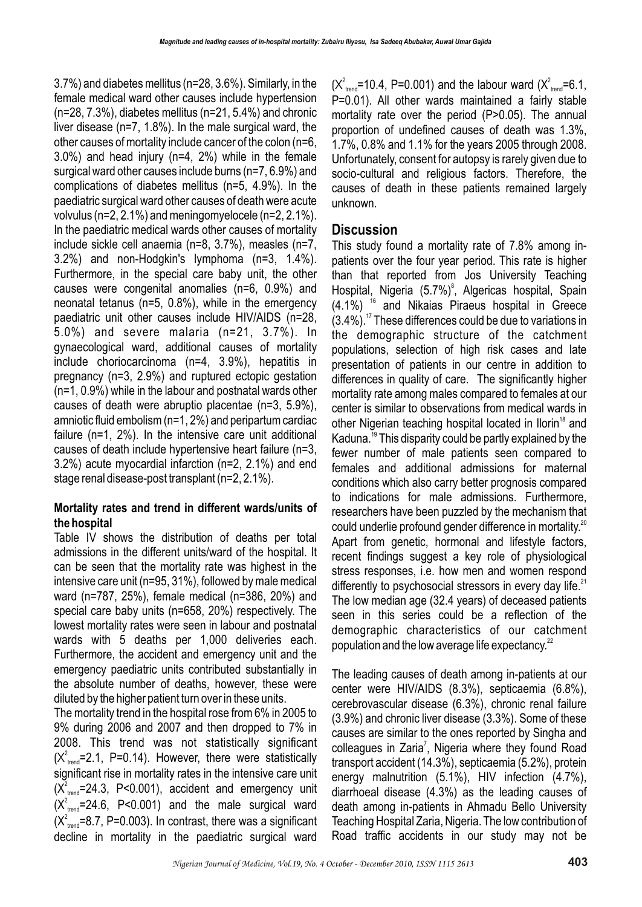3.7%) and diabetes mellitus (n=28, 3.6%). Similarly, in the female medical ward other causes include hypertension (n=28, 7.3%), diabetes mellitus (n=21, 5.4%) and chronic liver disease (n=7, 1.8%). In the male surgical ward, the other causes of mortality include cancer of the colon (n=6, 3.0%) and head injury (n=4, 2%) while in the female surgical ward other causes include burns (n=7, 6.9%) and complications of diabetes mellitus (n=5, 4.9%). In the paediatric surgical ward other causes of death were acute volvulus (n=2, 2.1%) and meningomyelocele (n=2, 2.1%). In the paediatric medical wards other causes of mortality include sickle cell anaemia (n=8, 3.7%), measles (n=7, 3.2%) and non-Hodgkin's lymphoma (n=3, 1.4%). Furthermore, in the special care baby unit, the other causes were congenital anomalies (n=6, 0.9%) and neonatal tetanus (n=5, 0.8%), while in the emergency paediatric unit other causes include HIV/AIDS (n=28, 5.0%) and severe malaria (n=21, 3.7%). In gynaecological ward, additional causes of mortality include choriocarcinoma (n=4, 3.9%), hepatitis in pregnancy (n=3, 2.9%) and ruptured ectopic gestation (n=1, 0.9%) while in the labour and postnatal wards other causes of death were abruptio placentae (n=3, 5.9%), amniotic fluid embolism (n=1, 2%) and peripartum cardiac failure (n=1, 2%). In the intensive care unit additional causes of death include hypertensive heart failure (n=3, 3.2%) acute myocardial infarction (n=2, 2.1%) and end stage renal disease-post transplant (n=2, 2.1%).

### Mortality rates and trend in different wards/units of the hospital

Table IV shows the distribution of deaths per total admissions in the different units/ward of the hospital. It can be seen that the mortality rate was highest in the intensive care unit (n=95, 31%), followed by male medical ward (n=787, 25%), female medical (n=386, 20%) and special care baby units (n=658, 20%) respectively. The lowest mortality rates were seen in labour and postnatal wards with 5 deaths per 1,000 deliveries each. Furthermore, the accident and emergency unit and the emergency paediatric units contributed substantially in the absolute number of deaths, however, these were diluted by the higher patient turn over in these units.

The mortality trend in the hospital rose from 6% in 2005 to 9% during 2006 and 2007 and then dropped to 7% in 2008. This trend was not statistically significant ($X^2_{trend}$=2.1, P=0.14). However, there were statistically significant rise in mortality rates in the intensive care unit ($X^2_{trend}$=24.3, P<0.001), accident and emergency unit ($X^2_{trend}$=24.6, P<0.001) and the male surgical ward ($X^2_{trend}$=8.7, P=0.003). In contrast, there was a significant decline in mortality in the paediatric surgical ward ($X^2_{trend}$=10.4, P=0.001) and the labour ward ($X^2_{trend}$=6.1, P=0.01). All other wards maintained a fairly stable mortality rate over the period (P>0.05). The annual proportion of undefined causes of death was 1.3%, 1.7%, 0.8% and 1.1% for the years 2005 through 2008. Unfortunately, consent for autopsy is rarely given due to socio-cultural and religious factors. Therefore, the causes of death in these patients remained largely unknown.

## Discussion

This study found a mortality rate of 7.8% among in-patients over the four year period. This rate is higher than that reported from Jos University Teaching Hospital, Nigeria (5.7%)[8], Algericas hospital, Spain (4.1%) [16] and Nikaias Piraeus hospital in Greece (3.4%).[17] These differences could be due to variations in the demographic structure of the catchment populations, selection of high risk cases and late presentation of patients in our centre in addition to differences in quality of care. The significantly higher mortality rate among males compared to females at our center is similar to observations from medical wards in other Nigerian teaching hospital located in Ilorin[18] and Kaduna.[19] This disparity could be partly explained by the fewer number of male patients seen compared to females and additional admissions for maternal conditions which also carry better prognosis compared to indications for male admissions. Furthermore, researchers have been puzzled by the mechanism that could underlie profound gender difference in mortality.[20] Apart from genetic, hormonal and lifestyle factors, recent findings suggest a key role of physiological stress responses, i.e. how men and women respond differently to psychosocial stressors in every day life.[21] The low median age (32.4 years) of deceased patients seen in this series could be a reflection of the demographic characteristics of our catchment population and the low average life expectancy.[22]

The leading causes of death among in-patients at our center were HIV/AIDS (8.3%), septicaemia (6.8%), cerebrovascular disease (6.3%), chronic renal failure (3.9%) and chronic liver disease (3.3%). Some of these causes are similar to the ones reported by Singha and colleagues in Zaria[7], Nigeria where they found Road transport accident (14.3%), septicaemia (5.2%), protein energy malnutrition (5.1%), HIV infection (4.7%), diarrhoeal disease (4.3%) as the leading causes of death among in-patients in Ahmadu Bello University Teaching Hospital Zaria, Nigeria. The low contribution of Road traffic accidents in our study may not be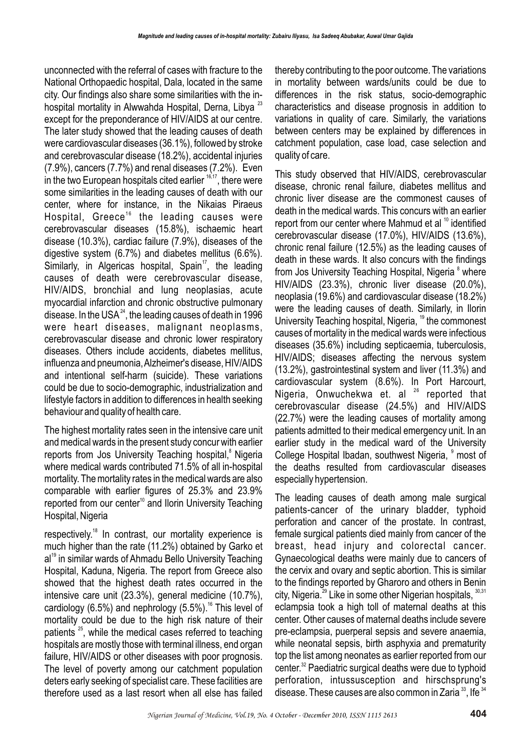unconnected with the referral of cases with fracture to the National Orthopaedic hospital, Dala, located in the same city. Our findings also share some similarities with the in-hospital mortality in Alwwahda Hospital, Derna, Libya [23] except for the preponderance of HIV/AIDS at our centre. The later study showed that the leading causes of death were cardiovascular diseases (36.1%), followed by stroke and cerebrovascular disease (18.2%), accidental injuries (7.9%), cancers (7.7%) and renal diseases (7.2%). Even in the two European hospitals cited earlier [16,17], there were some similarities in the leading causes of death with our center, where for instance, in the Nikaias Piraeus Hospital, Greece[16] the leading causes were cerebrovascular diseases (15.8%), ischaemic heart disease (10.3%), cardiac failure (7.9%), diseases of the digestive system (6.7%) and diabetes mellitus (6.6%). Similarly, in Algericas hospital, Spain[17], the leading causes of death were cerebrovascular disease, HIV/AIDS, bronchial and lung neoplasias, acute myocardial infarction and chronic obstructive pulmonary disease. In the USA[24], the leading causes of death in 1996 were heart diseases, malignant neoplasms, cerebrovascular disease and chronic lower respiratory diseases. Others include accidents, diabetes mellitus, influenza and pneumonia, Alzheimer's disease, HIV/AIDS and intentional self-harm (suicide). These variations could be due to socio-demographic, industrialization and lifestyle factors in addition to differences in health seeking behaviour and quality of health care.

The highest mortality rates seen in the intensive care unit and medical wards in the present study concur with earlier reports from Jos University Teaching hospital,[8] Nigeria where medical wards contributed 71.5% of all in-hospital mortality. The mortality rates in the medical wards are also comparable with earlier figures of 25.3% and 23.9% reported from our center[10] and Ilorin University Teaching Hospital, Nigeria

respectively.[18] In contrast, our mortality experience is much higher than the rate (11.2%) obtained by Garko et al[19] in similar wards of Ahmadu Bello University Teaching Hospital, Kaduna, Nigeria. The report from Greece also showed that the highest death rates occurred in the intensive care unit (23.3%), general medicine (10.7%), cardiology (6.5%) and nephrology (5.5%).[16] This level of mortality could be due to the high risk nature of their patients [25], while the medical cases referred to teaching hospitals are mostly those with terminal illness, end organ failure, HIV/AIDS or other diseases with poor prognosis. The level of poverty among our catchment population deters early seeking of specialist care. These facilities are therefore used as a last resort when all else has failed thereby contributing to the poor outcome. The variations in mortality between wards/units could be due to differences in the risk status, socio-demographic characteristics and disease prognosis in addition to variations in quality of care. Similarly, the variations between centers may be explained by differences in catchment population, case load, case selection and quality of care.

This study observed that HIV/AIDS, cerebrovascular disease, chronic renal failure, diabetes mellitus and chronic liver disease are the commonest causes of death in the medical wards. This concurs with an earlier report from our center where Mahmud et al [10] identified cerebrovascular disease (17.0%), HIV/AIDS (13.6%), chronic renal failure (12.5%) as the leading causes of death in these wards. It also concurs with the findings from Jos University Teaching Hospital, Nigeria [8] where HIV/AIDS (23.3%), chronic liver disease (20.0%), neoplasia (19.6%) and cardiovascular disease (18.2%) were the leading causes of death. Similarly, in Ilorin University Teaching hospital, Nigeria, [19] the commonest causes of mortality in the medical wards were infectious diseases (35.6%) including septicaemia, tuberculosis, HIV/AIDS; diseases affecting the nervous system (13.2%), gastrointestinal system and liver (11.3%) and cardiovascular system (8.6%). In Port Harcourt, Nigeria, Onwuchekwa et. al [26] reported that cerebrovascular disease (24.5%) and HIV/AIDS (22.7%) were the leading causes of mortality among patients admitted to their medical emergency unit. In an earlier study in the medical ward of the University College Hospital Ibadan, southwest Nigeria, [9] most of the deaths resulted from cardiovascular diseases especially hypertension.

The leading causes of death among male surgical patients-cancer of the urinary bladder, typhoid perforation and cancer of the prostate. In contrast, female surgical patients died mainly from cancer of the breast, head injury and colorectal cancer. Gynaecological deaths were mainly due to cancers of the cervix and ovary and septic abortion. This is similar to the findings reported by Gharoro and others in Benin city, Nigeria.[29] Like in some other Nigerian hospitals, [30,31] eclampsia took a high toll of maternal deaths at this center. Other causes of maternal deaths include severe pre-eclampsia, puerperal sepsis and severe anaemia, while neonatal sepsis, birth asphyxia and prematurity top the list among neonates as earlier reported from our center.[32] Paediatric surgical deaths were due to typhoid perforation, intussusception and hirschsprung's disease. These causes are also common in Zaria [33], Ife [34]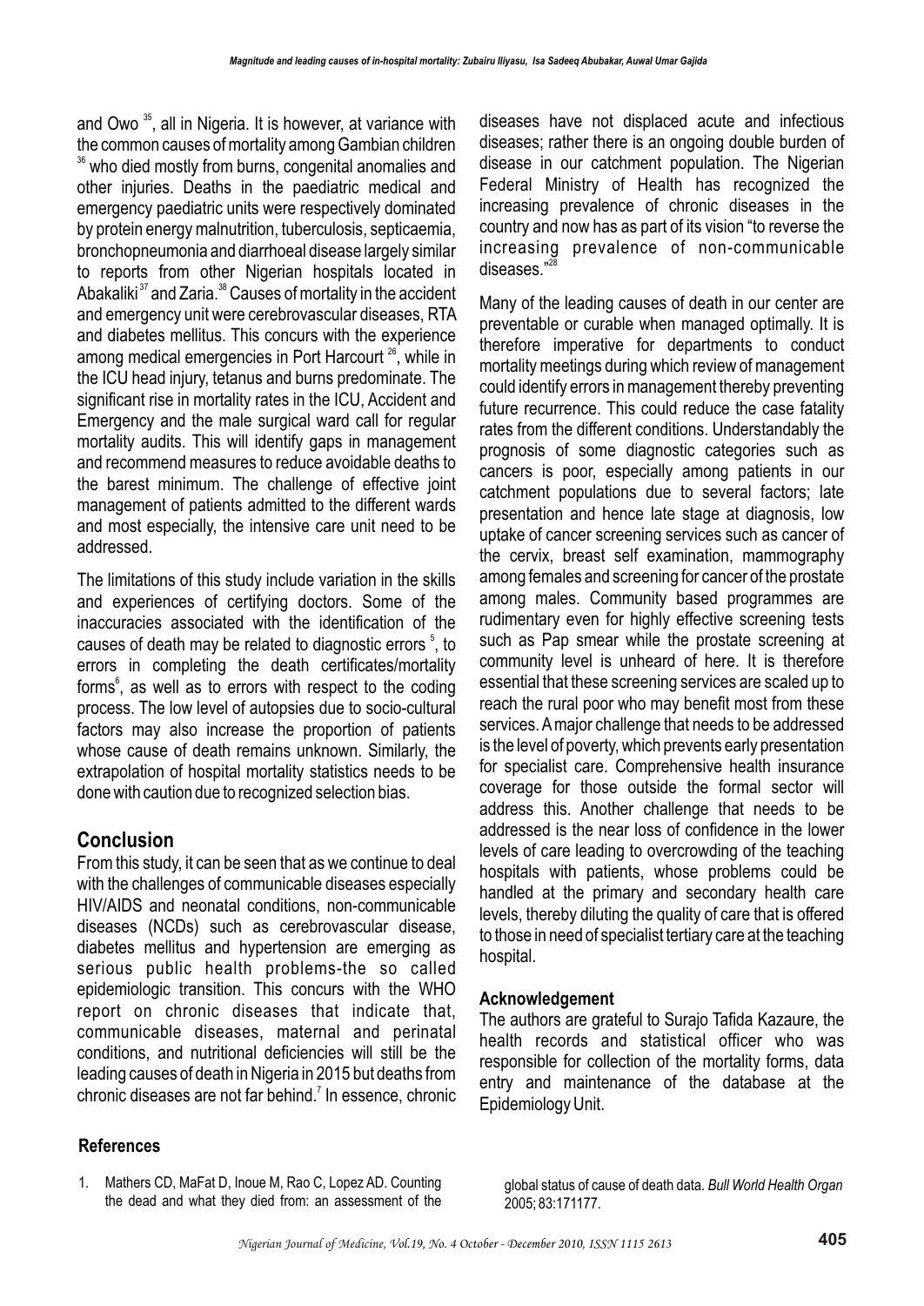and Owo [35], all in Nigeria. It is however, at variance with the common causes of mortality among Gambian children [36] who died mostly from burns, congenital anomalies and other injuries. Deaths in the paediatric medical and emergency paediatric units were respectively dominated by protein energy malnutrition, tuberculosis, septicaemia, bronchopneumonia and diarrhoeal disease largely similar to reports from other Nigerian hospitals located in Abakaliki [37] and Zaria.[38] Causes of mortality in the accident and emergency unit were cerebrovascular diseases, RTA and diabetes mellitus. This concurs with the experience among medical emergencies in Port Harcourt [26], while in the ICU head injury, tetanus and burns predominate. The significant rise in mortality rates in the ICU, Accident and Emergency and the male surgical ward call for regular mortality audits. This will identify gaps in management and recommend measures to reduce avoidable deaths to the barest minimum. The challenge of effective joint management of patients admitted to the different wards and most especially, the intensive care unit need to be addressed.

The limitations of this study include variation in the skills and experiences of certifying doctors. Some of the inaccuracies associated with the identification of the causes of death may be related to diagnostic errors [5], to errors in completing the death certificates/mortality forms[6], as well as to errors with respect to the coding process. The low level of autopsies due to socio-cultural factors may also increase the proportion of patients whose cause of death remains unknown. Similarly, the extrapolation of hospital mortality statistics needs to be done with caution due to recognized selection bias.

## Conclusion

From this study, it can be seen that as we continue to deal with the challenges of communicable diseases especially HIV/AIDS and neonatal conditions, non-communicable diseases (NCDs) such as cerebrovascular disease, diabetes mellitus and hypertension are emerging as serious public health problems-the so called epidemiologic transition. This concurs with the WHO report on chronic diseases that indicate that, communicable diseases, maternal and perinatal conditions, and nutritional deficiencies will still be the leading causes of death in Nigeria in 2015 but deaths from chronic diseases are not far behind.[7] In essence, chronic diseases have not displaced acute and infectious diseases; rather there is an ongoing double burden of disease in our catchment population. The Nigerian Federal Ministry of Health has recognized the increasing prevalence of chronic diseases in the country and now has as part of its vision "to reverse the increasing prevalence of non-communicable diseases."[28]

Many of the leading causes of death in our center are preventable or curable when managed optimally. It is therefore imperative for departments to conduct mortality meetings during which review of management could identify errors in management thereby preventing future recurrence. This could reduce the case fatality rates from the different conditions. Understandably the prognosis of some diagnostic categories such as cancers is poor, especially among patients in our catchment populations due to several factors; late presentation and hence late stage at diagnosis, low uptake of cancer screening services such as cancer of the cervix, breast self examination, mammography among females and screening for cancer of the prostate among males. Community based programmes are rudimentary even for highly effective screening tests such as Pap smear while the prostate screening at community level is unheard of here. It is therefore essential that these screening services are scaled up to reach the rural poor who may benefit most from these services. A major challenge that needs to be addressed is the level of poverty, which prevents early presentation for specialist care. Comprehensive health insurance coverage for those outside the formal sector will address this. Another challenge that needs to be addressed is the near loss of confidence in the lower levels of care leading to overcrowding of the teaching hospitals with patients, whose problems could be handled at the primary and secondary health care levels, thereby diluting the quality of care that is offered to those in need of specialist tertiary care at the teaching hospital.

### Acknowledgement

The authors are grateful to Surajo Tafida Kazaure, the health records and statistical officer who was responsible for collection of the mortality forms, data entry and maintenance of the database at the Epidemiology Unit.

## References

1. Mathers CD, MaFat D, Inoue M, Rao C, Lopez AD. Counting the dead and what they died from: an assessment of the global status of cause of death data. *Bull World Health Organ* 2005; 83:171177.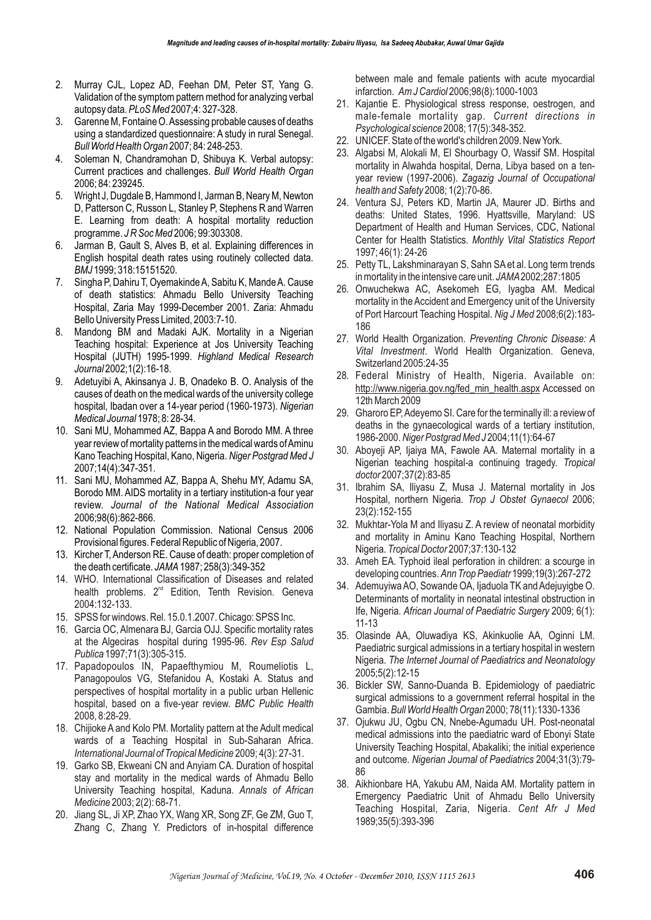2. Murray CJL, Lopez AD, Feehan DM, Peter ST, Yang G. Validation of the symptom pattern method for analyzing verbal autopsy data. *PLoS Med* 2007;4: 327-328.
3. Garenne M, Fontaine O. Assessing probable causes of deaths using a standardized questionnaire: A study in rural Senegal. *Bull World Health Organ* 2007; 84: 248-253.
4. Soleman N, Chandramohan D, Shibuya K. Verbal autopsy: Current practices and challenges. *Bull World Health Organ* 2006; 84: 239245.
5. Wright J, Dugdale B, Hammond I, Jarman B, Neary M, Newton D, Patterson C, Russon L, Stanley P, Stephens R and Warren E. Learning from death: A hospital mortality reduction programme. *J R Soc Med* 2006; 99:303308.
6. Jarman B, Gault S, Alves B, et al. Explaining differences in English hospital death rates using routinely collected data. *BMJ* 1999; 318:15151520.
7. Singha P, Dahiru T, Oyemakinde A, Sabitu K, Mande A. Cause of death statistics: Ahmadu Bello University Teaching Hospital, Zaria May 1999-December 2001. Zaria: Ahmadu Bello University Press Limited, 2003:7-10.
8. Mandong BM and Madaki AJK. Mortality in a Nigerian Teaching hospital: Experience at Jos University Teaching Hospital (JUTH) 1995-1999. *Highland Medical Research Journal* 2002;1(2):16-18.
9. Adetuyibi A, Akinsanya J. B, Onadeko B. O. Analysis of the causes of death on the medical wards of the university college hospital, Ibadan over a 14-year period (1960-1973). *Nigerian Medical Journal* 1978; 8: 28-34.
10. Sani MU, Mohammed AZ, Bappa A and Borodo MM. A three year review of mortality patterns in the medical wards of Aminu Kano Teaching Hospital, Kano, Nigeria. *Niger Postgrad Med J* 2007;14(4):347-351.
11. Sani MU, Mohammed AZ, Bappa A, Shehu MY, Adamu SA, Borodo MM. AIDS mortality in a tertiary institution-a four year review. *Journal of the National Medical Association* 2006;98(6):862-866.
12. National Population Commission. National Census 2006 Provisional figures. Federal Republic of Nigeria, 2007.
13. Kircher T, Anderson RE. Cause of death: proper completion of the death certificate. *JAMA* 1987; 258(3):349-352
14. WHO. International Classification of Diseases and related health problems. 2nd Edition, Tenth Revision. Geneva 2004:132-133.
15. SPSS for windows. Rel. 15.0.1.2007. Chicago: SPSS Inc.
16. Garcia OC, Almenara BJ, Garcia OJJ. Specific mortality rates at the Algeciras hospital during 1995-96. *Rev Esp Salud Publica* 1997;71(3):305-315.
17. Papadopoulos IN, Papaefthymiou M, Roumeliotis L, Panagopoulos VG, Stefanidou A, Kostaki A. Status and perspectives of hospital mortality in a public urban Hellenic hospital, based on a five-year review. *BMC Public Health* 2008, 8:28-29.
18. Chijioke A and Kolo PM. Mortality pattern at the Adult medical wards of a Teaching Hospital in Sub-Saharan Africa. *International Journal of Tropical Medicine* 2009; 4(3): 27-31.
19. Garko SB, Ekweani CN and Anyiam CA. Duration of hospital stay and mortality in the medical wards of Ahmadu Bello University Teaching hospital, Kaduna. *Annals of African Medicine* 2003; 2(2): 68-71.
20. Jiang SL, Ji XP, Zhao YX, Wang XR, Song ZF, Ge ZM, Guo T, Zhang C, Zhang Y. Predictors of in-hospital difference between male and female patients with acute myocardial infarction. *Am J Cardiol* 2006;98(8):1000-1003
21. Kajantie E. Physiological stress response, oestrogen, and male-female mortality gap. *Current directions in Psychological science* 2008; 17(5):348-352.
22. UNICEF. State of the world's children 2009. New York.
23. Algabsi M, Alokali M, El Shourbagy O, Wassif SM. Hospital mortality in Alwahda hospital, Derna, Libya based on a ten-year review (1997-2006). *Zagazig Journal of Occupational health and Safety* 2008; 1(2):70-86.
24. Ventura SJ, Peters KD, Martin JA, Maurer JD. Births and deaths: United States, 1996. Hyattsville, Maryland: US Department of Health and Human Services, CDC, National Center for Health Statistics. *Monthly Vital Statistics Report* 1997; 46(1): 24-26
25. Petty TL, Lakshminarayan S, Sahn SA et al. Long term trends in mortality in the intensive care unit. *JAMA* 2002;287:1805
26. Onwuchekwa AC, Asekomeh EG, Iyagba AM. Medical mortality in the Accident and Emergency unit of the University of Port Harcourt Teaching Hospital. *Nig J Med* 2008;6(2):183-186
27. World Health Organization. *Preventing Chronic Disease: A Vital Investment*. World Health Organization. Geneva, Switzerland 2005:24-35
28. Federal Ministry of Health, Nigeria. Available on: http://www.nigeria.gov.ng/fed_min_health.aspx Accessed on 12th March 2009
29. Gharoro EP, Adeyemo SI. Care for the terminally ill: a review of deaths in the gynaecological wards of a tertiary institution, 1986-2000. *Niger Postgrad Med J* 2004;11(1):64-67
30. Aboyeji AP, Ijaiya MA, Fawole AA. Maternal mortality in a Nigerian teaching hospital-a continuing tragedy. *Tropical doctor* 2007;37(2):83-85
31. Ibrahim SA, Iliyasu Z, Musa J. Maternal mortality in Jos Hospital, northern Nigeria. *Trop J Obstet Gynaecol* 2006; 23(2):152-155
32. Mukhtar-Yola M and Iliyasu Z. A review of neonatal morbidity and mortality in Aminu Kano Teaching Hospital, Northern Nigeria. *Tropical Doctor* 2007;37:130-132
33. Ameh EA. Typhoid ileal perforation in children: a scourge in developing countries. *Ann Trop Paediatr* 1999;19(3):267-272
34. Ademuyiwa AO, Sowande OA, Ijaduola TK and Adejuyigbe O. Determinants of mortality in neonatal intestinal obstruction in Ife, Nigeria. *African Journal of Paediatric Surgery* 2009; 6(1): 11-13
35. Olasinde AA, Oluwadiya KS, Akinkuolie AA, Oginni LM. Paediatric surgical admissions in a tertiary hospital in western Nigeria. *The Internet Journal of Paediatrics and Neonatology* 2005;5(2):12-15
36. Bickler SW, Sanno-Duanda B. Epidemiology of paediatric surgical admissions to a government referral hospital in the Gambia. *Bull World Health Organ* 2000; 78(11):1330-1336
37. Ojukwu JU, Ogbu CN, Nnebe-Agumadu UH. Post-neonatal medical admissions into the paediatric ward of Ebonyi State University Teaching Hospital, Abakaliki; the initial experience and outcome. *Nigerian Journal of Paediatrics* 2004;31(3):79-86
38. Aikhionbare HA, Yakubu AM, Naida AM. Mortality pattern in Emergency Paediatric Unit of Ahmadu Bello University Teaching Hospital, Zaria, Nigeria. *Cent Afr J Med* 1989;35(5):393-396